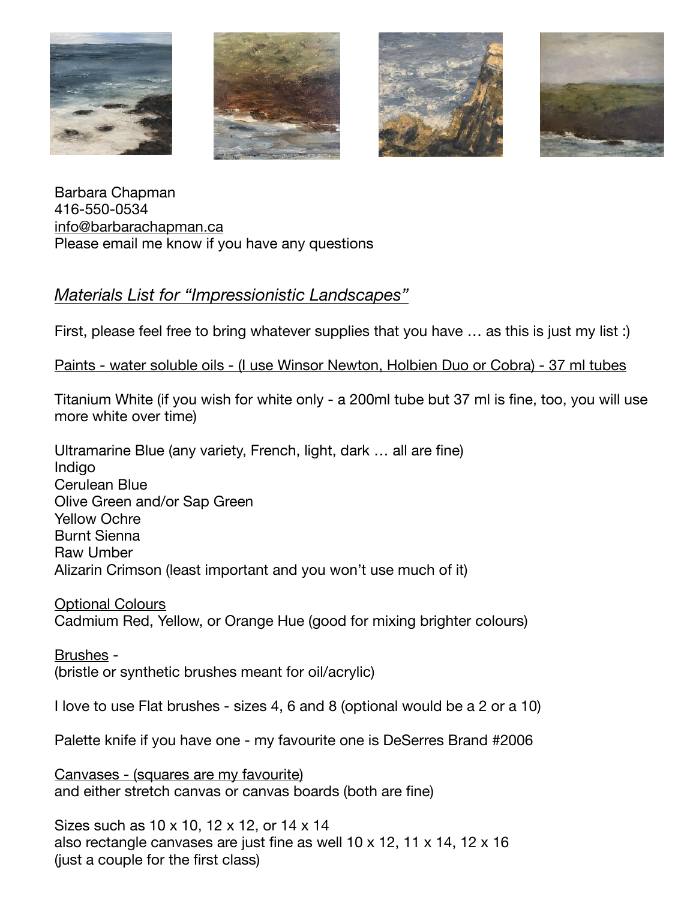Barbara Chapman
416-550-0534
info@barbarachapman.ca
Please email me know if you have any questions

## *Materials List for "Impressionistic Landscapes"*

First, please feel free to bring whatever supplies that you have … as this is just my list :)

Paints - water soluble oils - (I use Winsor Newton, Holbien Duo or Cobra) - 37 ml tubes

Titanium White (if you wish for white only - a 200ml tube but 37 ml is fine, too, you will use more white over time)

Ultramarine Blue (any variety, French, light, dark … all are fine)
Indigo
Cerulean Blue
Olive Green and/or Sap Green
Yellow Ochre
Burnt Sienna
Raw Umber
Alizarin Crimson (least important and you won't use much of it)

Optional Colours
Cadmium Red, Yellow, or Orange Hue (good for mixing brighter colours)

Brushes -
(bristle or synthetic brushes meant for oil/acrylic)

I love to use Flat brushes - sizes 4, 6 and 8 (optional would be a 2 or a 10)

Palette knife if you have one - my favourite one is DeSerres Brand #2006

Canvases - (squares are my favourite)
and either stretch canvas or canvas boards (both are fine)

Sizes such as 10 x 10, 12 x 12, or 14 x 14
also rectangle canvases are just fine as well 10 x 12, 11 x 14, 12 x 16
(just a couple for the first class)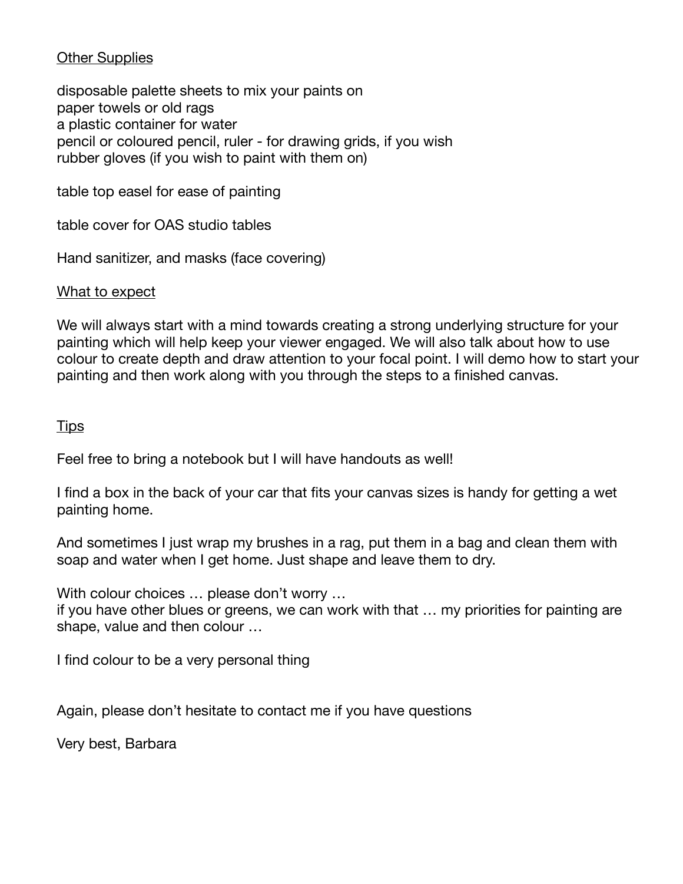## Other Supplies

disposable palette sheets to mix your paints on
paper towels or old rags
a plastic container for water
pencil or coloured pencil, ruler - for drawing grids, if you wish
rubber gloves (if you wish to paint with them on)

table top easel for ease of painting

table cover for OAS studio tables

Hand sanitizer, and masks (face covering)

## What to expect

We will always start with a mind towards creating a strong underlying structure for your painting which will help keep your viewer engaged. We will also talk about how to use colour to create depth and draw attention to your focal point. I will demo how to start your painting and then work along with you through the steps to a finished canvas.

## Tips

Feel free to bring a notebook but I will have handouts as well!

I find a box in the back of your car that fits your canvas sizes is handy for getting a wet painting home.

And sometimes I just wrap my brushes in a rag, put them in a bag and clean them with soap and water when I get home. Just shape and leave them to dry.

With colour choices … please don't worry …
if you have other blues or greens, we can work with that … my priorities for painting are shape, value and then colour …

I find colour to be a very personal thing

Again, please don't hesitate to contact me if you have questions

Very best, Barbara